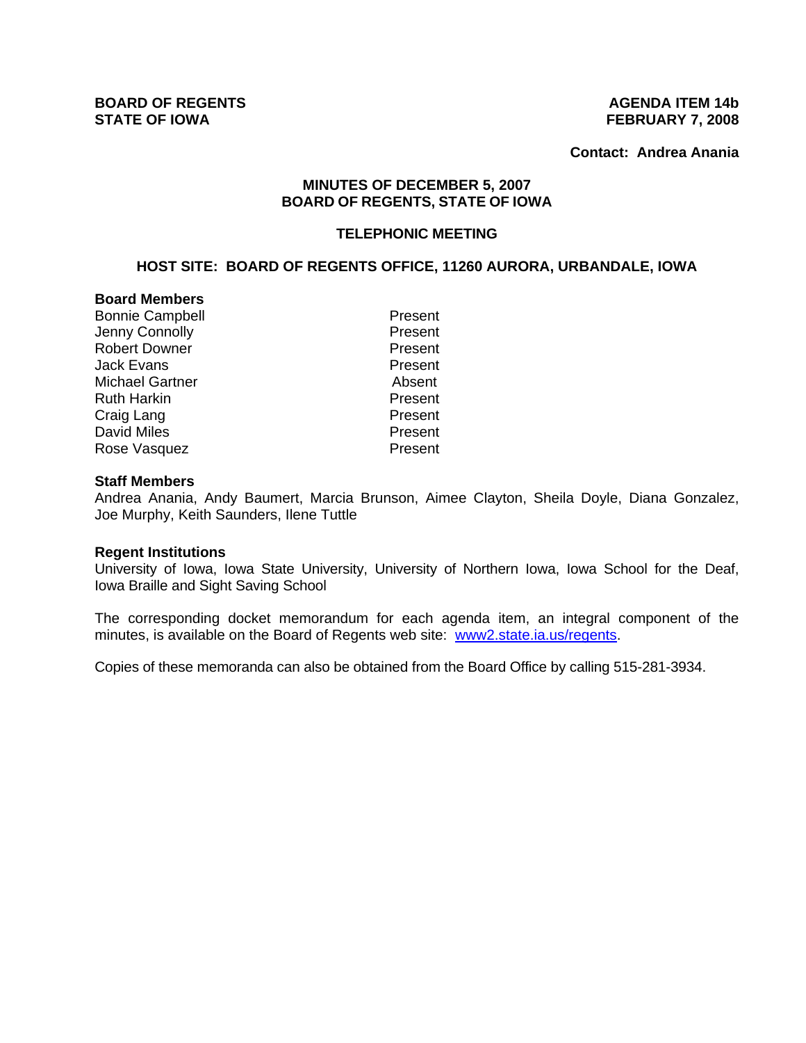**BOARD OF REGENTS**
**STATE OF IOWA**

**AGENDA ITEM 14b**
**FEBRUARY 7, 2008**

**Contact: Andrea Anania**

## MINUTES OF DECEMBER 5, 2007
## BOARD OF REGENTS, STATE OF IOWA

### TELEPHONIC MEETING

### HOST SITE: BOARD OF REGENTS OFFICE, 11260 AURORA, URBANDALE, IOWA

**Board Members**

| | |
|---|---|
| Bonnie Campbell | Present |
| Jenny Connolly | Present |
| Robert Downer | Present |
| Jack Evans | Present |
| Michael Gartner | Absent |
| Ruth Harkin | Present |
| Craig Lang | Present |
| David Miles | Present |
| Rose Vasquez | Present |

**Staff Members**

Andrea Anania, Andy Baumert, Marcia Brunson, Aimee Clayton, Sheila Doyle, Diana Gonzalez, Joe Murphy, Keith Saunders, Ilene Tuttle

**Regent Institutions**

University of Iowa, Iowa State University, University of Northern Iowa, Iowa School for the Deaf, Iowa Braille and Sight Saving School

The corresponding docket memorandum for each agenda item, an integral component of the minutes, is available on the Board of Regents web site: www2.state.ia.us/regents.

Copies of these memoranda can also be obtained from the Board Office by calling 515-281-3934.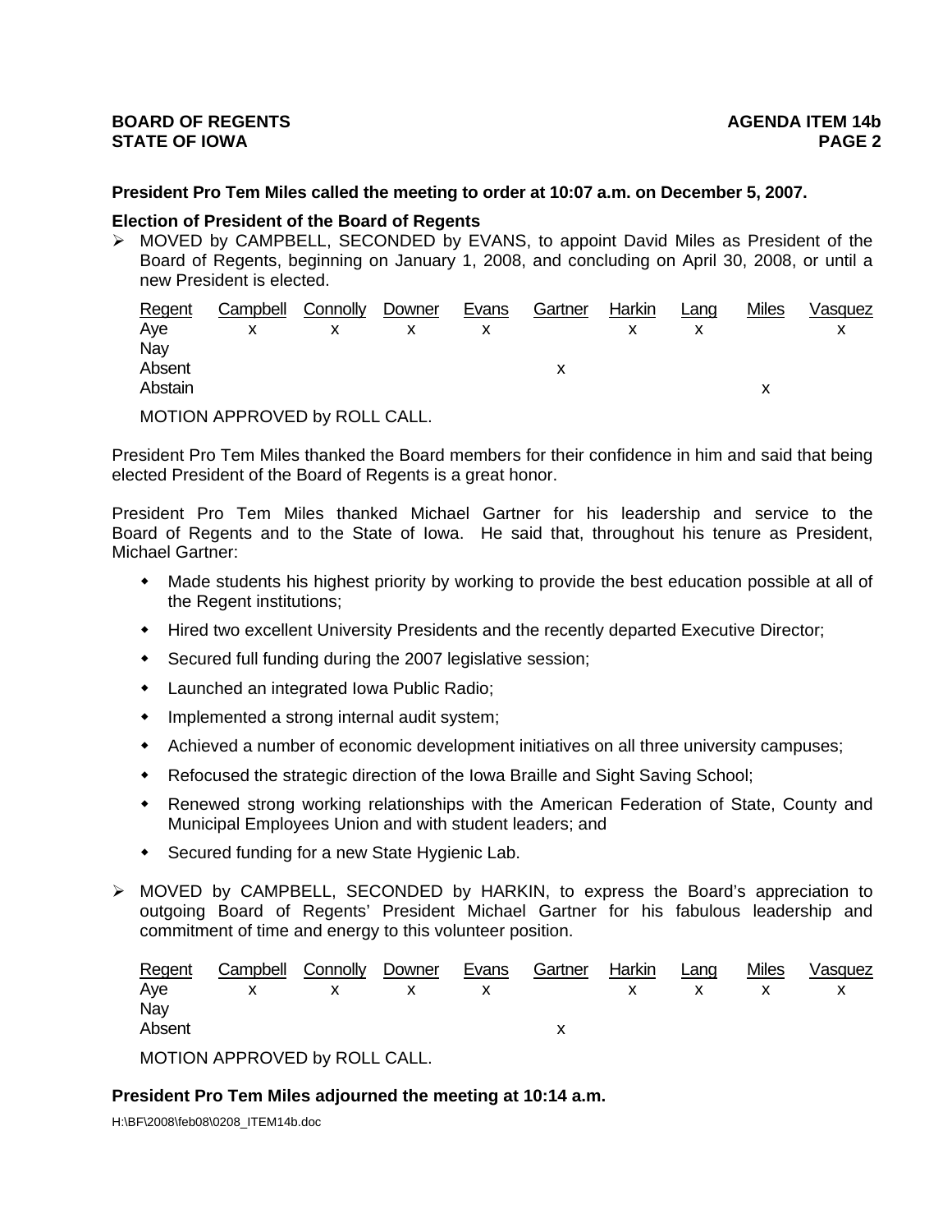**President Pro Tem Miles called the meeting to order at 10:07 a.m. on December 5, 2007.**

**Election of President of the Board of Regents**

➢ MOVED by CAMPBELL, SECONDED by EVANS, to appoint David Miles as President of the Board of Regents, beginning on January 1, 2008, and concluding on April 30, 2008, or until a new President is elected.

| Regent | Campbell | Connolly | Downer | Evans | Gartner | Harkin | Lang | Miles | Vasquez |
|---|---|---|---|---|---|---|---|---|---|
| Aye | x | x | x | x | | x | x | | x |
| Nay | | | | | | | | | |
| Absent | | | | | x | | | | |
| Abstain | | | | | | | | x | |

MOTION APPROVED by ROLL CALL.

President Pro Tem Miles thanked the Board members for their confidence in him and said that being elected President of the Board of Regents is a great honor.

President Pro Tem Miles thanked Michael Gartner for his leadership and service to the Board of Regents and to the State of Iowa. He said that, throughout his tenure as President, Michael Gartner:

- Made students his highest priority by working to provide the best education possible at all of the Regent institutions;
- Hired two excellent University Presidents and the recently departed Executive Director;
- Secured full funding during the 2007 legislative session;
- Launched an integrated Iowa Public Radio;
- Implemented a strong internal audit system;
- Achieved a number of economic development initiatives on all three university campuses;
- Refocused the strategic direction of the Iowa Braille and Sight Saving School;
- Renewed strong working relationships with the American Federation of State, County and Municipal Employees Union and with student leaders; and
- Secured funding for a new State Hygienic Lab.

➢ MOVED by CAMPBELL, SECONDED by HARKIN, to express the Board's appreciation to outgoing Board of Regents' President Michael Gartner for his fabulous leadership and commitment of time and energy to this volunteer position.

| Regent | Campbell | Connolly | Downer | Evans | Gartner | Harkin | Lang | Miles | Vasquez |
|---|---|---|---|---|---|---|---|---|---|
| Aye | x | x | x | x | | x | x | x | x |
| Nay | | | | | | | | | |
| Absent | | | | | x | | | | |

MOTION APPROVED by ROLL CALL.

**President Pro Tem Miles adjourned the meeting at 10:14 a.m.**

H:\BF\2008\feb08\0208_ITEM14b.doc